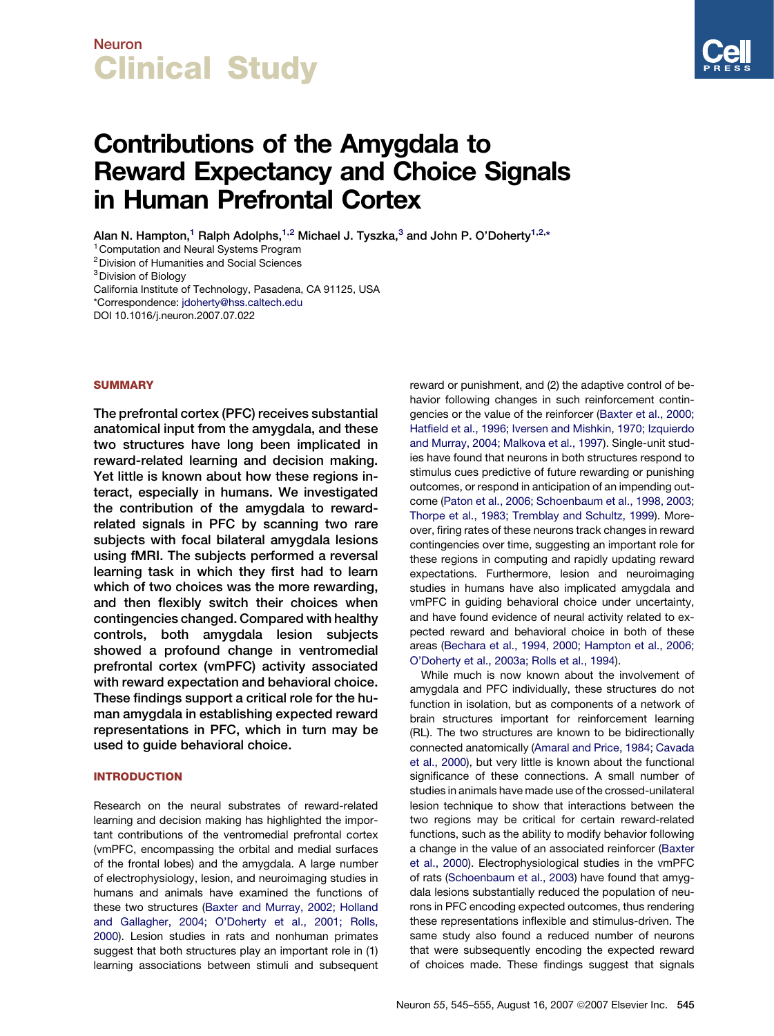# Contributions of the Amygdala to Reward Expectancy and Choice Signals in Human Prefrontal Cortex

Alan N. Hampton,[1] Ralph Adolphs,[1,2] Michael J. Tyszka,[3] and John P. O'Doherty[1,2,*]

[1] Computation and Neural Systems Program
[2] Division of Humanities and Social Sciences
[3] Division of Biology
California Institute of Technology, Pasadena, CA 91125, USA
*Correspondence: jdoherty@hss.caltech.edu
DOI 10.1016/j.neuron.2007.07.022

## SUMMARY

**The prefrontal cortex (PFC) receives substantial anatomical input from the amygdala, and these two structures have long been implicated in reward-related learning and decision making. Yet little is known about how these regions interact, especially in humans. We investigated the contribution of the amygdala to reward-related signals in PFC by scanning two rare subjects with focal bilateral amygdala lesions using fMRI. The subjects performed a reversal learning task in which they first had to learn which of two choices was the more rewarding, and then flexibly switch their choices when contingencies changed. Compared with healthy controls, both amygdala lesion subjects showed a profound change in ventromedial prefrontal cortex (vmPFC) activity associated with reward expectation and behavioral choice. These findings support a critical role for the human amygdala in establishing expected reward representations in PFC, which in turn may be used to guide behavioral choice.**

## INTRODUCTION

Research on the neural substrates of reward-related learning and decision making has highlighted the important contributions of the ventromedial prefrontal cortex (vmPFC, encompassing the orbital and medial surfaces of the frontal lobes) and the amygdala. A large number of electrophysiology, lesion, and neuroimaging studies in humans and animals have examined the functions of these two structures (Baxter and Murray, 2002; Holland and Gallagher, 2004; O'Doherty et al., 2001; Rolls, 2000). Lesion studies in rats and nonhuman primates suggest that both structures play an important role in (1) learning associations between stimuli and subsequent reward or punishment, and (2) the adaptive control of behavior following changes in such reinforcement contingencies or the value of the reinforcer (Baxter et al., 2000; Hatfield et al., 1996; Iversen and Mishkin, 1970; Izquierdo and Murray, 2004; Malkova et al., 1997). Single-unit studies have found that neurons in both structures respond to stimulus cues predictive of future rewarding or punishing outcomes, or respond in anticipation of an impending outcome (Paton et al., 2006; Schoenbaum et al., 1998, 2003; Thorpe et al., 1983; Tremblay and Schultz, 1999). Moreover, firing rates of these neurons track changes in reward contingencies over time, suggesting an important role for these regions in computing and rapidly updating reward expectations. Furthermore, lesion and neuroimaging studies in humans have also implicated amygdala and vmPFC in guiding behavioral choice under uncertainty, and have found evidence of neural activity related to expected reward and behavioral choice in both of these areas (Bechara et al., 1994, 2000; Hampton et al., 2006; O'Doherty et al., 2003a; Rolls et al., 1994).

While much is now known about the involvement of amygdala and PFC individually, these structures do not function in isolation, but as components of a network of brain structures important for reinforcement learning (RL). The two structures are known to be bidirectionally connected anatomically (Amaral and Price, 1984; Cavada et al., 2000), but very little is known about the functional significance of these connections. A small number of studies in animals have made use of the crossed-unilateral lesion technique to show that interactions between the two regions may be critical for certain reward-related functions, such as the ability to modify behavior following a change in the value of an associated reinforcer (Baxter et al., 2000). Electrophysiological studies in the vmPFC of rats (Schoenbaum et al., 2003) have found that amygdala lesions substantially reduced the population of neurons in PFC encoding expected outcomes, thus rendering these representations inflexible and stimulus-driven. The same study also found a reduced number of neurons that were subsequently encoding the expected reward of choices made. These findings suggest that signals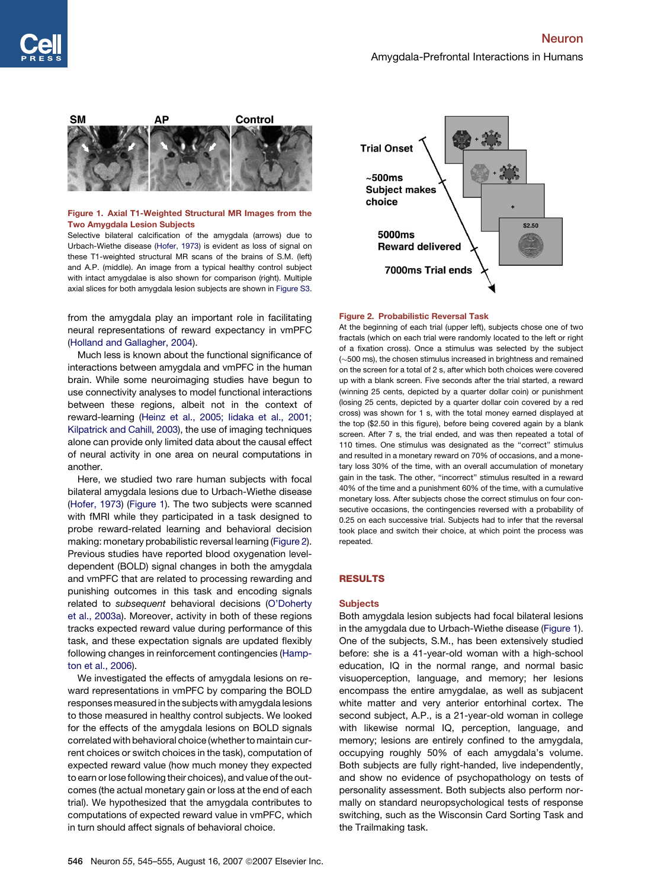**Figure 1. Axial T1-Weighted Structural MR Images from the Two Amygdala Lesion Subjects**

Selective bilateral calcification of the amygdala (arrows) due to Urbach-Wiethe disease (Hofer, 1973) is evident as loss of signal on these T1-weighted structural MR scans of the brains of S.M. (left) and A.P. (middle). An image from a typical healthy control subject with intact amygdalae is also shown for comparison (right). Multiple axial slices for both amygdala lesion subjects are shown in Figure S3.

from the amygdala play an important role in facilitating neural representations of reward expectancy in vmPFC (Holland and Gallagher, 2004).

Much less is known about the functional significance of interactions between amygdala and vmPFC in the human brain. While some neuroimaging studies have begun to use connectivity analyses to model functional interactions between these regions, albeit not in the context of reward-learning (Heinz et al., 2005; Iidaka et al., 2001; Kilpatrick and Cahill, 2003), the use of imaging techniques alone can provide only limited data about the causal effect of neural activity in one area on neural computations in another.

Here, we studied two rare human subjects with focal bilateral amygdala lesions due to Urbach-Wiethe disease (Hofer, 1973) (Figure 1). The two subjects were scanned with fMRI while they participated in a task designed to probe reward-related learning and behavioral decision making: monetary probabilistic reversal learning (Figure 2). Previous studies have reported blood oxygenation level-dependent (BOLD) signal changes in both the amygdala and vmPFC that are related to processing rewarding and punishing outcomes in this task and encoding signals related to *subsequent* behavioral decisions (O'Doherty et al., 2003a). Moreover, activity in both of these regions tracks expected reward value during performance of this task, and these expectation signals are updated flexibly following changes in reinforcement contingencies (Hampton et al., 2006).

We investigated the effects of amygdala lesions on reward representations in vmPFC by comparing the BOLD responses measured in the subjects with amygdala lesions to those measured in healthy control subjects. We looked for the effects of the amygdala lesions on BOLD signals correlated with behavioral choice (whether to maintain current choices or switch choices in the task), computation of expected reward value (how much money they expected to earn or lose following their choices), and value of the outcomes (the actual monetary gain or loss at the end of each trial). We hypothesized that the amygdala contributes to computations of expected reward value in vmPFC, which in turn should affect signals of behavioral choice.

**Figure 2. Probabilistic Reversal Task**

At the beginning of each trial (upper left), subjects chose one of two fractals (which on each trial were randomly located to the left or right of a fixation cross). Once a stimulus was selected by the subject (~500 ms), the chosen stimulus increased in brightness and remained on the screen for a total of 2 s, after which both choices were covered up with a blank screen. Five seconds after the trial started, a reward (winning 25 cents, depicted by a quarter dollar coin) or punishment (losing 25 cents, depicted by a quarter dollar coin covered by a red cross) was shown for 1 s, with the total money earned displayed at the top ($2.50 in this figure), before being covered again by a blank screen. After 7 s, the trial ended, and was then repeated a total of 110 times. One stimulus was designated as the "correct" stimulus and resulted in a monetary reward on 70% of occasions, and a monetary loss 30% of the time, with an overall accumulation of monetary gain in the task. The other, "incorrect" stimulus resulted in a reward 40% of the time and a punishment 60% of the time, with a cumulative monetary loss. After subjects chose the correct stimulus on four consecutive occasions, the contingencies reversed with a probability of 0.25 on each successive trial. Subjects had to infer that the reversal took place and switch their choice, at which point the process was repeated.

## RESULTS

### Subjects

Both amygdala lesion subjects had focal bilateral lesions in the amygdala due to Urbach-Wiethe disease (Figure 1). One of the subjects, S.M., has been extensively studied before: she is a 41-year-old woman with a high-school education, IQ in the normal range, and normal basic visuoperception, language, and memory; her lesions encompass the entire amygdalae, as well as subjacent white matter and very anterior entorhinal cortex. The second subject, A.P., is a 21-year-old woman in college with likewise normal IQ, perception, language, and memory; lesions are entirely confined to the amygdala, occupying roughly 50% of each amygdala's volume. Both subjects are fully right-handed, live independently, and show no evidence of psychopathology on tests of personality assessment. Both subjects also perform normally on standard neuropsychological tests of response switching, such as the Wisconsin Card Sorting Task and the Trailmaking task.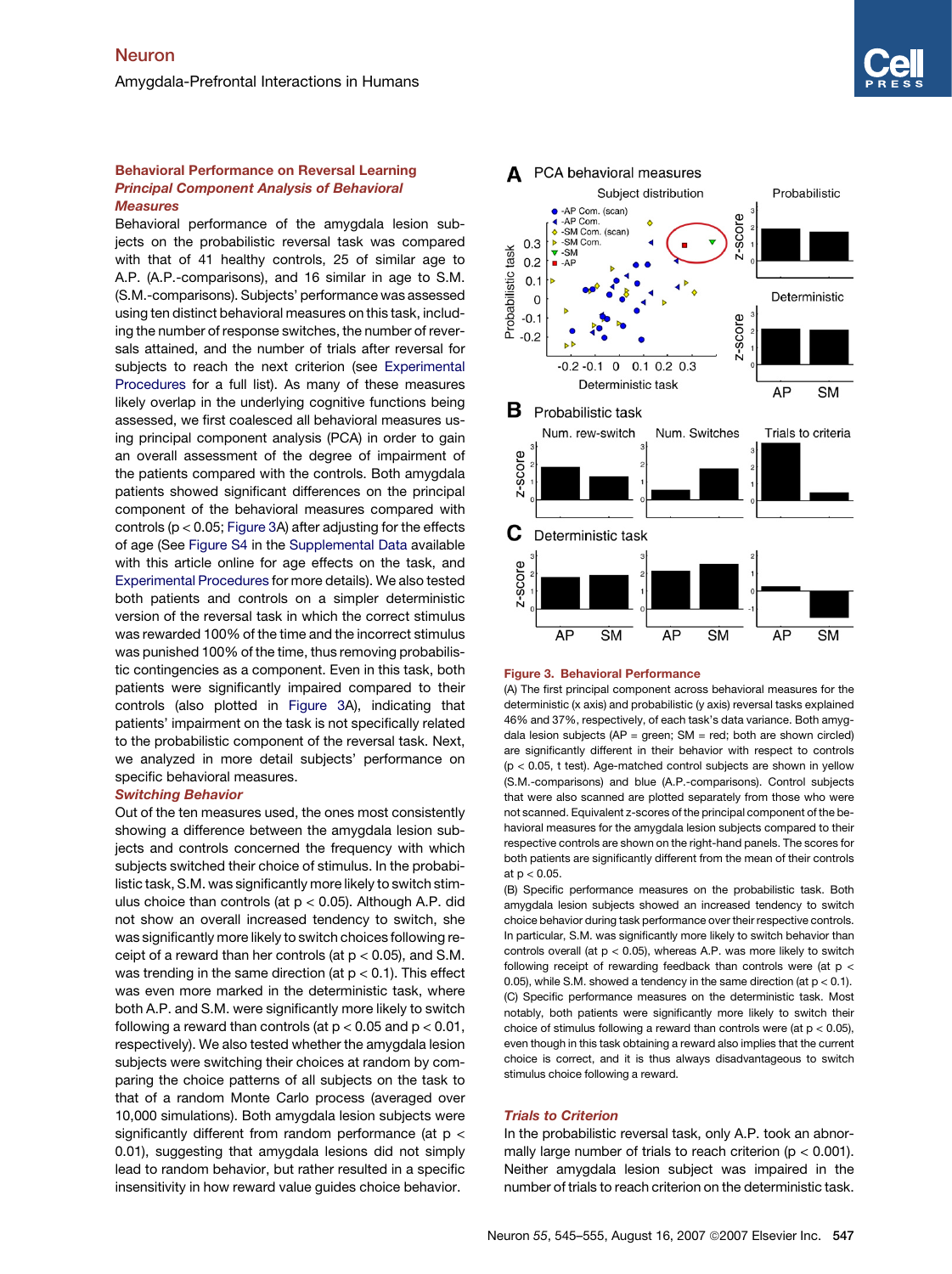## Behavioral Performance on Reversal Learning

### *Principal Component Analysis of Behavioral Measures*

Behavioral performance of the amygdala lesion subjects on the probabilistic reversal task was compared with that of 41 healthy controls, 25 of similar age to A.P. (A.P.-comparisons), and 16 similar in age to S.M. (S.M.-comparisons). Subjects' performance was assessed using ten distinct behavioral measures on this task, including the number of response switches, the number of reversals attained, and the number of trials after reversal for subjects to reach the next criterion (see Experimental Procedures for a full list). As many of these measures likely overlap in the underlying cognitive functions being assessed, we first coalesced all behavioral measures using principal component analysis (PCA) in order to gain an overall assessment of the degree of impairment of the patients compared with the controls. Both amygdala patients showed significant differences on the principal component of the behavioral measures compared with controls ($p < 0.05$; Figure 3A) after adjusting for the effects of age (See Figure S4 in the Supplemental Data available with this article online for age effects on the task, and Experimental Procedures for more details). We also tested both patients and controls on a simpler deterministic version of the reversal task in which the correct stimulus was rewarded 100% of the time and the incorrect stimulus was punished 100% of the time, thus removing probabilistic contingencies as a component. Even in this task, both patients were significantly impaired compared to their controls (also plotted in Figure 3A), indicating that patients' impairment on the task is not specifically related to the probabilistic component of the reversal task. Next, we analyzed in more detail subjects' performance on specific behavioral measures.

### *Switching Behavior*

Out of the ten measures used, the ones most consistently showing a difference between the amygdala lesion subjects and controls concerned the frequency with which subjects switched their choice of stimulus. In the probabilistic task, S.M. was significantly more likely to switch stimulus choice than controls (at $p < 0.05$). Although A.P. did not show an overall increased tendency to switch, she was significantly more likely to switch choices following receipt of a reward than her controls (at $p < 0.05$), and S.M. was trending in the same direction (at $p < 0.1$). This effect was even more marked in the deterministic task, where both A.P. and S.M. were significantly more likely to switch following a reward than controls (at $p < 0.05$ and $p < 0.01$, respectively). We also tested whether the amygdala lesion subjects were switching their choices at random by comparing the choice patterns of all subjects on the task to that of a random Monte Carlo process (averaged over 10,000 simulations). Both amygdala lesion subjects were significantly different from random performance (at $p < 0.01$), suggesting that amygdala lesions did not simply lead to random behavior, but rather resulted in a specific insensitivity in how reward value guides choice behavior.

**Figure 3. Behavioral Performance**

(A) The first principal component across behavioral measures for the deterministic (x axis) and probabilistic (y axis) reversal tasks explained 46% and 37%, respectively, of each task's data variance. Both amygdala lesion subjects (AP = green; SM = red; both are shown circled) are significantly different in their behavior with respect to controls ($p < 0.05$, t test). Age-matched control subjects are shown in yellow (S.M.-comparisons) and blue (A.P.-comparisons). Control subjects that were also scanned are plotted separately from those who were not scanned. Equivalent z-scores of the principal component of the behavioral measures for the amygdala lesion subjects compared to their respective controls are shown on the right-hand panels. The scores for both patients are significantly different from the mean of their controls at $p < 0.05$.

(B) Specific performance measures on the probabilistic task. Both amygdala lesion subjects showed an increased tendency to switch choice behavior during task performance over their respective controls. In particular, S.M. was significantly more likely to switch behavior than controls overall (at $p < 0.05$), whereas A.P. was more likely to switch following receipt of rewarding feedback than controls were (at $p < 0.05$), while S.M. showed a tendency in the same direction (at $p < 0.1$).

(C) Specific performance measures on the deterministic task. Most notably, both patients were significantly more likely to switch their choice of stimulus following a reward than controls were (at $p < 0.05$), even though in this task obtaining a reward also implies that the current choice is correct, and it is thus always disadvantageous to switch stimulus choice following a reward.

### *Trials to Criterion*

In the probabilistic reversal task, only A.P. took an abnormally large number of trials to reach criterion ($p < 0.001$). Neither amygdala lesion subject was impaired in the number of trials to reach criterion on the deterministic task.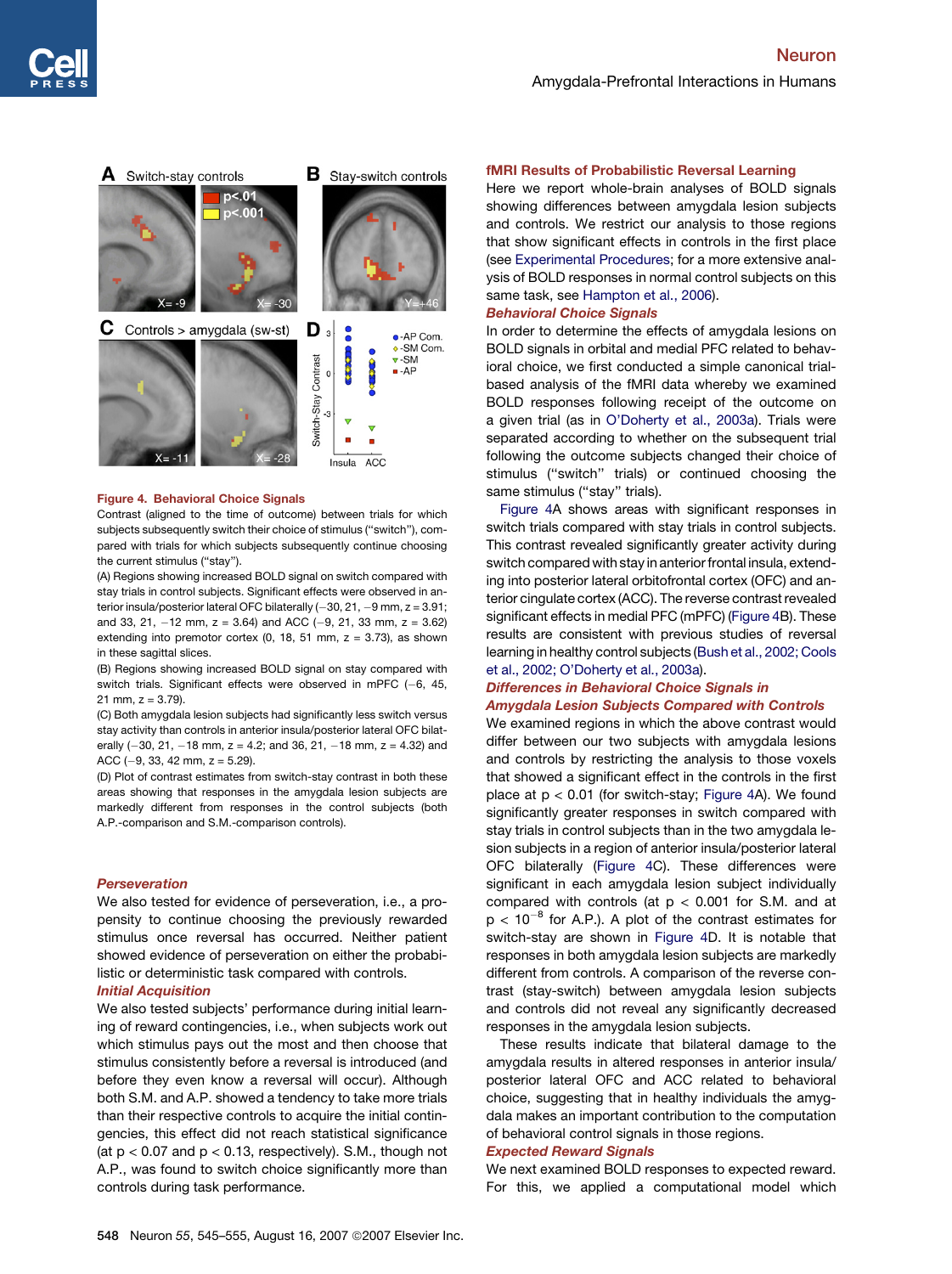**Figure 4. Behavioral Choice Signals**

Contrast (aligned to the time of outcome) between trials for which subjects subsequently switch their choice of stimulus ("switch"), compared with trials for which subjects subsequently continue choosing the current stimulus ("stay").

(A) Regions showing increased BOLD signal on switch compared with stay trials in control subjects. Significant effects were observed in anterior insula/posterior lateral OFC bilaterally (−30, 21, −9 mm, z = 3.91; and 33, 21, −12 mm, z = 3.64) and ACC (−9, 21, 33 mm, z = 3.62) extending into premotor cortex (0, 18, 51 mm, z = 3.73), as shown in these sagittal slices.

(B) Regions showing increased BOLD signal on stay compared with switch trials. Significant effects were observed in mPFC (−6, 45, 21 mm, z = 3.79).

(C) Both amygdala lesion subjects had significantly less switch versus stay activity than controls in anterior insula/posterior lateral OFC bilaterally (−30, 21, −18 mm, z = 4.2; and 36, 21, −18 mm, z = 4.32) and ACC (−9, 33, 42 mm, z = 5.29).

(D) Plot of contrast estimates from switch-stay contrast in both these areas showing that responses in the amygdala lesion subjects are markedly different from responses in the control subjects (both A.P.-comparison and S.M.-comparison controls).

### Perseveration

We also tested for evidence of perseveration, i.e., a propensity to continue choosing the previously rewarded stimulus once reversal has occurred. Neither patient showed evidence of perseveration on either the probabilistic or deterministic task compared with controls.

### Initial Acquisition

We also tested subjects' performance during initial learning of reward contingencies, i.e., when subjects work out which stimulus pays out the most and then choose that stimulus consistently before a reversal is introduced (and before they even know a reversal will occur). Although both S.M. and A.P. showed a tendency to take more trials than their respective controls to acquire the initial contingencies, this effect did not reach statistical significance (at $p < 0.07$ and $p < 0.13$, respectively). S.M., though not A.P., was found to switch choice significantly more than controls during task performance.

## fMRI Results of Probabilistic Reversal Learning

Here we report whole-brain analyses of BOLD signals showing differences between amygdala lesion subjects and controls. We restrict our analysis to those regions that show significant effects in controls in the first place (see Experimental Procedures; for a more extensive analysis of BOLD responses in normal control subjects on this same task, see Hampton et al., 2006).

### Behavioral Choice Signals

In order to determine the effects of amygdala lesions on BOLD signals in orbital and medial PFC related to behavioral choice, we first conducted a simple canonical trial-based analysis of the fMRI data whereby we examined BOLD responses following receipt of the outcome on a given trial (as in O'Doherty et al., 2003a). Trials were separated according to whether on the subsequent trial following the outcome subjects changed their choice of stimulus ("switch" trials) or continued choosing the same stimulus ("stay" trials).

Figure 4A shows areas with significant responses in switch trials compared with stay trials in control subjects. This contrast revealed significantly greater activity during switch compared with stay in anterior frontal insula, extending into posterior lateral orbitofrontal cortex (OFC) and anterior cingulate cortex (ACC). The reverse contrast revealed significant effects in medial PFC (mPFC) (Figure 4B). These results are consistent with previous studies of reversal learning in healthy control subjects (Bush et al., 2002; Cools et al., 2002; O'Doherty et al., 2003a).

### Differences in Behavioral Choice Signals in Amygdala Lesion Subjects Compared with Controls

We examined regions in which the above contrast would differ between our two subjects with amygdala lesions and controls by restricting the analysis to those voxels that showed a significant effect in the controls in the first place at $p < 0.01$ (for switch-stay; Figure 4A). We found significantly greater responses in switch compared with stay trials in control subjects than in the two amygdala lesion subjects in a region of anterior insula/posterior lateral OFC bilaterally (Figure 4C). These differences were significant in each amygdala lesion subject individually compared with controls (at $p < 0.001$ for S.M. and at $p < 10^{-8}$ for A.P.). A plot of the contrast estimates for switch-stay are shown in Figure 4D. It is notable that responses in both amygdala lesion subjects are markedly different from controls. A comparison of the reverse contrast (stay-switch) between amygdala lesion subjects and controls did not reveal any significantly decreased responses in the amygdala lesion subjects.

These results indicate that bilateral damage to the amygdala results in altered responses in anterior insula/posterior lateral OFC and ACC related to behavioral choice, suggesting that in healthy individuals the amygdala makes an important contribution to the computation of behavioral control signals in those regions.

### Expected Reward Signals

We next examined BOLD responses to expected reward. For this, we applied a computational model which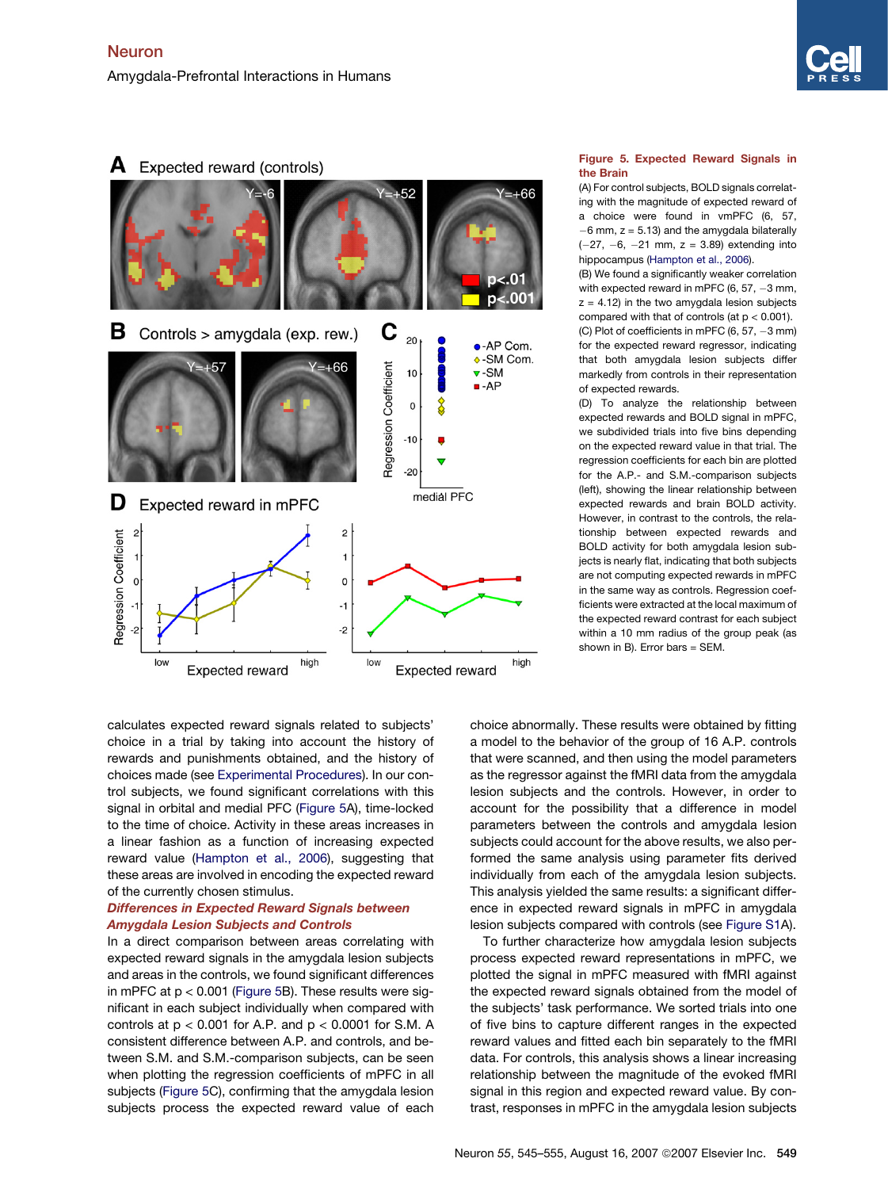**Figure 5. Expected Reward Signals in the Brain**

(A) For control subjects, BOLD signals correlating with the magnitude of expected reward of a choice were found in vmPFC (6, 57, −6 mm, z = 5.13) and the amygdala bilaterally (−27, −6, −21 mm, z = 3.89) extending into hippocampus (Hampton et al., 2006).

(B) We found a significantly weaker correlation with expected reward in mPFC (6, 57, −3 mm, z = 4.12) in the two amygdala lesion subjects compared with that of controls (at p < 0.001).

(C) Plot of coefficients in mPFC (6, 57, −3 mm) for the expected reward regressor, indicating that both amygdala lesion subjects differ markedly from controls in their representation of expected rewards.

(D) To analyze the relationship between expected rewards and BOLD signal in mPFC, we subdivided trials into five bins depending on the expected reward value in that trial. The regression coefficients for each bin are plotted for the A.P.- and S.M.-comparison subjects (left), showing the linear relationship between expected rewards and brain BOLD activity. However, in contrast to the controls, the relationship between expected rewards and BOLD activity for both amygdala lesion subjects is nearly flat, indicating that both subjects are not computing expected rewards in mPFC in the same way as controls. Regression coefficients were extracted at the local maximum of the expected reward contrast for each subject within a 10 mm radius of the group peak (as shown in B). Error bars = SEM.

calculates expected reward signals related to subjects' choice in a trial by taking into account the history of rewards and punishments obtained, and the history of choices made (see Experimental Procedures). In our control subjects, we found significant correlations with this signal in orbital and medial PFC (Figure 5A), time-locked to the time of choice. Activity in these areas increases in a linear fashion as a function of increasing expected reward value (Hampton et al., 2006), suggesting that these areas are involved in encoding the expected reward of the currently chosen stimulus.

### *Differences in Expected Reward Signals between Amygdala Lesion Subjects and Controls*

In a direct comparison between areas correlating with expected reward signals in the amygdala lesion subjects and areas in the controls, we found significant differences in mPFC at p < 0.001 (Figure 5B). These results were significant in each subject individually when compared with controls at p < 0.001 for A.P. and p < 0.0001 for S.M. A consistent difference between A.P. and controls, and between S.M. and S.M.-comparison subjects, can be seen when plotting the regression coefficients of mPFC in all subjects (Figure 5C), confirming that the amygdala lesion subjects process the expected reward value of each choice abnormally. These results were obtained by fitting a model to the behavior of the group of 16 A.P. controls that were scanned, and then using the model parameters as the regressor against the fMRI data from the amygdala lesion subjects and the controls. However, in order to account for the possibility that a difference in model parameters between the controls and amygdala lesion subjects could account for the above results, we also performed the same analysis using parameter fits derived individually from each of the amygdala lesion subjects. This analysis yielded the same results: a significant difference in expected reward signals in mPFC in amygdala lesion subjects compared with controls (see Figure S1A).

To further characterize how amygdala lesion subjects process expected reward representations in mPFC, we plotted the signal in mPFC measured with fMRI against the expected reward signals obtained from the model of the subjects' task performance. We sorted trials into one of five bins to capture different ranges in the expected reward values and fitted each bin separately to the fMRI data. For controls, this analysis shows a linear increasing relationship between the magnitude of the evoked fMRI signal in this region and expected reward value. By contrast, responses in mPFC in the amygdala lesion subjects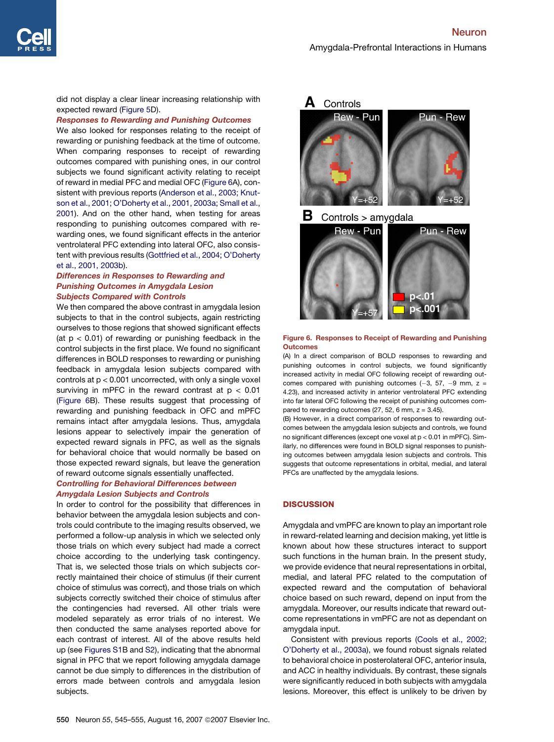did not display a clear linear increasing relationship with expected reward (Figure 5D).

### Responses to Rewarding and Punishing Outcomes

We also looked for responses relating to the receipt of rewarding or punishing feedback at the time of outcome. When comparing responses to receipt of rewarding outcomes compared with punishing ones, in our control subjects we found significant activity relating to receipt of reward in medial PFC and medial OFC (Figure 6A), consistent with previous reports (Anderson et al., 2003; Knutson et al., 2001; O'Doherty et al., 2001, 2003a; Small et al., 2001). And on the other hand, when testing for areas responding to punishing outcomes compared with rewarding ones, we found significant effects in the anterior ventrolateral PFC extending into lateral OFC, also consistent with previous results (Gottfried et al., 2004; O'Doherty et al., 2001, 2003b).

### Differences in Responses to Rewarding and Punishing Outcomes in Amygdala Lesion Subjects Compared with Controls

We then compared the above contrast in amygdala lesion subjects to that in the control subjects, again restricting ourselves to those regions that showed significant effects (at $p < 0.01$) of rewarding or punishing feedback in the control subjects in the first place. We found no significant differences in BOLD responses to rewarding or punishing feedback in amygdala lesion subjects compared with controls at $p < 0.001$ uncorrected, with only a single voxel surviving in mPFC in the reward contrast at $p < 0.01$ (Figure 6B). These results suggest that processing of rewarding and punishing feedback in OFC and mPFC remains intact after amygdala lesions. Thus, amygdala lesions appear to selectively impair the generation of expected reward signals in PFC, as well as the signals for behavioral choice that would normally be based on those expected reward signals, but leave the generation of reward outcome signals essentially unaffected.

### Controlling for Behavioral Differences between Amygdala Lesion Subjects and Controls

In order to control for the possibility that differences in behavior between the amygdala lesion subjects and controls could contribute to the imaging results observed, we performed a follow-up analysis in which we selected only those trials on which every subject had made a correct choice according to the underlying task contingency. That is, we selected those trials on which subjects correctly maintained their choice of stimulus (if their current choice of stimulus was correct), and those trials on which subjects correctly switched their choice of stimulus after the contingencies had reversed. All other trials were modeled separately as error trials of no interest. We then conducted the same analyses reported above for each contrast of interest. All of the above results held up (see Figures S1B and S2), indicating that the abnormal signal in PFC that we report following amygdala damage cannot be due simply to differences in the distribution of errors made between controls and amygdala lesion subjects.

A Controls
Rew - Pun
Pun - Rew
Y=+52
Y=+52
B Controls > amygdala
Rew - Pun
Pun - Rew
Y=+57
p<.01
p<.001

**Figure 6. Responses to Receipt of Rewarding and Punishing Outcomes**

(A) In a direct comparison of BOLD responses to rewarding and punishing outcomes in control subjects, we found significantly increased activity in medial OFC following receipt of rewarding outcomes compared with punishing outcomes (−3, 57, −9 mm, z = 4.23), and increased activity in anterior ventrolateral PFC extending into far lateral OFC following the receipt of punishing outcomes compared to rewarding outcomes (27, 52, 6 mm, z = 3.45).

(B) However, in a direct comparison of responses to rewarding outcomes between the amygdala lesion subjects and controls, we found no significant differences (except one voxel at $p < 0.01$ in mPFC). Similarly, no differences were found in BOLD signal responses to punishing outcomes between amygdala lesion subjects and controls. This suggests that outcome representations in orbital, medial, and lateral PFCs are unaffected by the amygdala lesions.

## DISCUSSION

Amygdala and vmPFC are known to play an important role in reward-related learning and decision making, yet little is known about how these structures interact to support such functions in the human brain. In the present study, we provide evidence that neural representations in orbital, medial, and lateral PFC related to the computation of expected reward and the computation of behavioral choice based on such reward, depend on input from the amygdala. Moreover, our results indicate that reward outcome representations in vmPFC are not as dependant on amygdala input.

Consistent with previous reports (Cools et al., 2002; O'Doherty et al., 2003a), we found robust signals related to behavioral choice in posterolateral OFC, anterior insula, and ACC in healthy individuals. By contrast, these signals were significantly reduced in both subjects with amygdala lesions. Moreover, this effect is unlikely to be driven by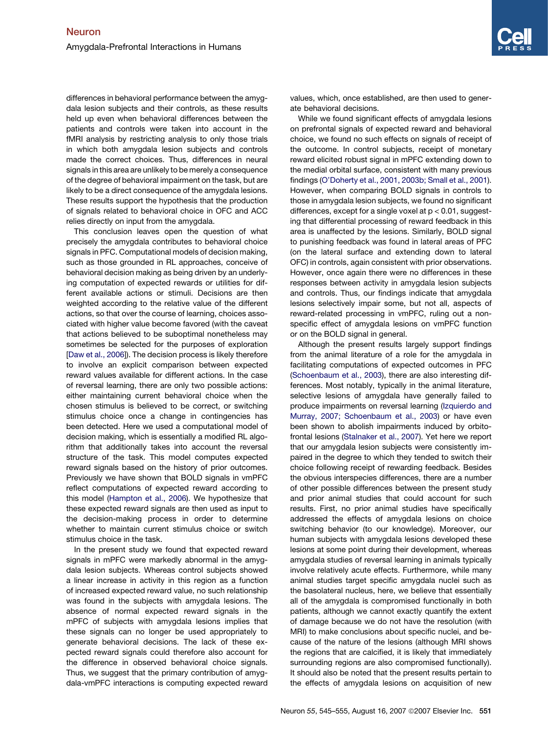differences in behavioral performance between the amygdala lesion subjects and their controls, as these results held up even when behavioral differences between the patients and controls were taken into account in the fMRI analysis by restricting analysis to only those trials in which both amygdala lesion subjects and controls made the correct choices. Thus, differences in neural signals in this area are unlikely to be merely a consequence of the degree of behavioral impairment on the task, but are likely to be a direct consequence of the amygdala lesions. These results support the hypothesis that the production of signals related to behavioral choice in OFC and ACC relies directly on input from the amygdala.

This conclusion leaves open the question of what precisely the amygdala contributes to behavioral choice signals in PFC. Computational models of decision making, such as those grounded in RL approaches, conceive of behavioral decision making as being driven by an underlying computation of expected rewards or utilities for different available actions or stimuli. Decisions are then weighted according to the relative value of the different actions, so that over the course of learning, choices associated with higher value become favored (with the caveat that actions believed to be suboptimal nonetheless may sometimes be selected for the purposes of exploration [Daw et al., 2006]). The decision process is likely therefore to involve an explicit comparison between expected reward values available for different actions. In the case of reversal learning, there are only two possible actions: either maintaining current behavioral choice when the chosen stimulus is believed to be correct, or switching stimulus choice once a change in contingencies has been detected. Here we used a computational model of decision making, which is essentially a modified RL algorithm that additionally takes into account the reversal structure of the task. This model computes expected reward signals based on the history of prior outcomes. Previously we have shown that BOLD signals in vmPFC reflect computations of expected reward according to this model (Hampton et al., 2006). We hypothesize that these expected reward signals are then used as input to the decision-making process in order to determine whether to maintain current stimulus choice or switch stimulus choice in the task.

In the present study we found that expected reward signals in mPFC were markedly abnormal in the amygdala lesion subjects. Whereas control subjects showed a linear increase in activity in this region as a function of increased expected reward value, no such relationship was found in the subjects with amygdala lesions. The absence of normal expected reward signals in the mPFC of subjects with amygdala lesions implies that these signals can no longer be used appropriately to generate behavioral decisions. The lack of these expected reward signals could therefore also account for the difference in observed behavioral choice signals. Thus, we suggest that the primary contribution of amygdala-vmPFC interactions is computing expected reward values, which, once established, are then used to generate behavioral decisions.

While we found significant effects of amygdala lesions on prefrontal signals of expected reward and behavioral choice, we found no such effects on signals of receipt of the outcome. In control subjects, receipt of monetary reward elicited robust signal in mPFC extending down to the medial orbital surface, consistent with many previous findings (O'Doherty et al., 2001, 2003b; Small et al., 2001). However, when comparing BOLD signals in controls to those in amygdala lesion subjects, we found no significant differences, except for a single voxel at $p < 0.01$, suggesting that differential processing of reward feedback in this area is unaffected by the lesions. Similarly, BOLD signal to punishing feedback was found in lateral areas of PFC (on the lateral surface and extending down to lateral OFC) in controls, again consistent with prior observations. However, once again there were no differences in these responses between activity in amygdala lesion subjects and controls. Thus, our findings indicate that amygdala lesions selectively impair some, but not all, aspects of reward-related processing in vmPFC, ruling out a nonspecific effect of amygdala lesions on vmPFC function or on the BOLD signal in general.

Although the present results largely support findings from the animal literature of a role for the amygdala in facilitating computations of expected outcomes in PFC (Schoenbaum et al., 2003), there are also interesting differences. Most notably, typically in the animal literature, selective lesions of amygdala have generally failed to produce impairments on reversal learning (Izquierdo and Murray, 2007; Schoenbaum et al., 2003) or have even been shown to abolish impairments induced by orbitofrontal lesions (Stalnaker et al., 2007). Yet here we report that our amygdala lesion subjects were consistently impaired in the degree to which they tended to switch their choice following receipt of rewarding feedback. Besides the obvious interspecies differences, there are a number of other possible differences between the present study and prior animal studies that could account for such results. First, no prior animal studies have specifically addressed the effects of amygdala lesions on choice switching behavior (to our knowledge). Moreover, our human subjects with amygdala lesions developed these lesions at some point during their development, whereas amygdala studies of reversal learning in animals typically involve relatively acute effects. Furthermore, while many animal studies target specific amygdala nuclei such as the basolateral nucleus, here, we believe that essentially all of the amygdala is compromised functionally in both patients, although we cannot exactly quantify the extent of damage because we do not have the resolution (with MRI) to make conclusions about specific nuclei, and because of the nature of the lesions (although MRI shows the regions that are calcified, it is likely that immediately surrounding regions are also compromised functionally). It should also be noted that the present results pertain to the effects of amygdala lesions on acquisition of new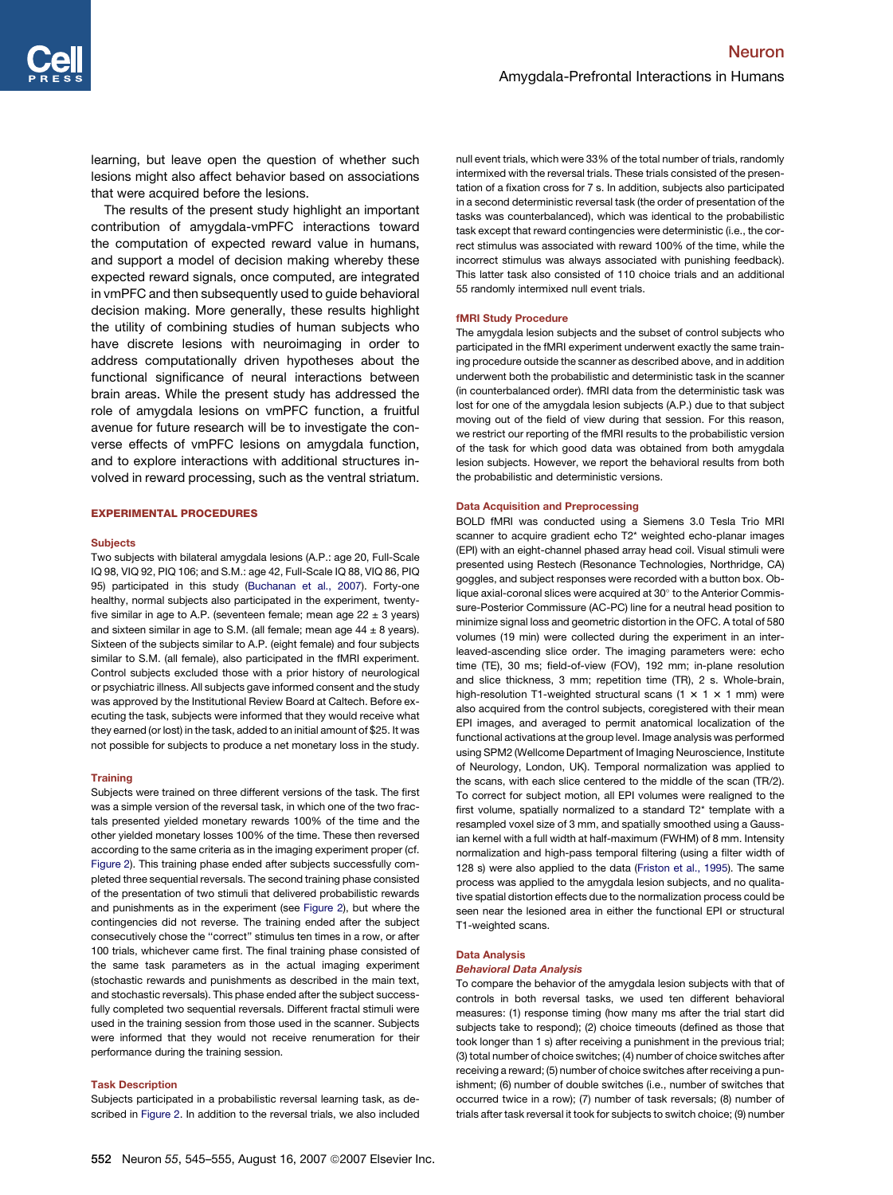learning, but leave open the question of whether such lesions might also affect behavior based on associations that were acquired before the lesions.

The results of the present study highlight an important contribution of amygdala-vmPFC interactions toward the computation of expected reward value in humans, and support a model of decision making whereby these expected reward signals, once computed, are integrated in vmPFC and then subsequently used to guide behavioral decision making. More generally, these results highlight the utility of combining studies of human subjects who have discrete lesions with neuroimaging in order to address computationally driven hypotheses about the functional significance of neural interactions between brain areas. While the present study has addressed the role of amygdala lesions on vmPFC function, a fruitful avenue for future research will be to investigate the converse effects of vmPFC lesions on amygdala function, and to explore interactions with additional structures involved in reward processing, such as the ventral striatum.

## EXPERIMENTAL PROCEDURES

### Subjects

Two subjects with bilateral amygdala lesions (A.P.: age 20, Full-Scale IQ 98, VIQ 92, PIQ 106; and S.M.: age 42, Full-Scale IQ 88, VIQ 86, PIQ 95) participated in this study (Buchanan et al., 2007). Forty-one healthy, normal subjects also participated in the experiment, twenty-five similar in age to A.P. (seventeen female; mean age 22 ± 3 years) and sixteen similar in age to S.M. (all female; mean age 44 ± 8 years). Sixteen of the subjects similar to A.P. (eight female) and four subjects similar to S.M. (all female), also participated in the fMRI experiment. Control subjects excluded those with a prior history of neurological or psychiatric illness. All subjects gave informed consent and the study was approved by the Institutional Review Board at Caltech. Before executing the task, subjects were informed that they would receive what they earned (or lost) in the task, added to an initial amount of $25. It was not possible for subjects to produce a net monetary loss in the study.

### Training

Subjects were trained on three different versions of the task. The first was a simple version of the reversal task, in which one of the two fractals presented yielded monetary rewards 100% of the time and the other yielded monetary losses 100% of the time. These then reversed according to the same criteria as in the imaging experiment proper (cf. Figure 2). This training phase ended after subjects successfully completed three sequential reversals. The second training phase consisted of the presentation of two stimuli that delivered probabilistic rewards and punishments as in the experiment (see Figure 2), but where the contingencies did not reverse. The training ended after the subject consecutively chose the "correct" stimulus ten times in a row, or after 100 trials, whichever came first. The final training phase consisted of the same task parameters as in the actual imaging experiment (stochastic rewards and punishments as described in the main text, and stochastic reversals). This phase ended after the subject successfully completed two sequential reversals. Different fractal stimuli were used in the training session from those used in the scanner. Subjects were informed that they would not receive renumeration for their performance during the training session.

### Task Description

Subjects participated in a probabilistic reversal learning task, as described in Figure 2. In addition to the reversal trials, we also included null event trials, which were 33% of the total number of trials, randomly intermixed with the reversal trials. These trials consisted of the presentation of a fixation cross for 7 s. In addition, subjects also participated in a second deterministic reversal task (the order of presentation of the tasks was counterbalanced), which was identical to the probabilistic task except that reward contingencies were deterministic (i.e., the correct stimulus was associated with reward 100% of the time, while the incorrect stimulus was always associated with punishing feedback). This latter task also consisted of 110 choice trials and an additional 55 randomly intermixed null event trials.

### fMRI Study Procedure

The amygdala lesion subjects and the subset of control subjects who participated in the fMRI experiment underwent exactly the same training procedure outside the scanner as described above, and in addition underwent both the probabilistic and deterministic task in the scanner (in counterbalanced order). fMRI data from the deterministic task was lost for one of the amygdala lesion subjects (A.P.) due to that subject moving out of the field of view during that session. For this reason, we restrict our reporting of the fMRI results to the probabilistic version of the task for which good data was obtained from both amygdala lesion subjects. However, we report the behavioral results from both the probabilistic and deterministic versions.

### Data Acquisition and Preprocessing

BOLD fMRI was conducted using a Siemens 3.0 Tesla Trio MRI scanner to acquire gradient echo T2* weighted echo-planar images (EPI) with an eight-channel phased array head coil. Visual stimuli were presented using Restech (Resonance Technologies, Northridge, CA) goggles, and subject responses were recorded with a button box. Oblique axial-coronal slices were acquired at 30° to the Anterior Commissure-Posterior Commissure (AC-PC) line for a neutral head position to minimize signal loss and geometric distortion in the OFC. A total of 580 volumes (19 min) were collected during the experiment in an interleaved-ascending slice order. The imaging parameters were: echo time (TE), 30 ms; field-of-view (FOV), 192 mm; in-plane resolution and slice thickness, 3 mm; repetition time (TR), 2 s. Whole-brain, high-resolution T1-weighted structural scans (1 × 1 × 1 mm) were also acquired from the control subjects, coregistered with their mean EPI images, and averaged to permit anatomical localization of the functional activations at the group level. Image analysis was performed using SPM2 (Wellcome Department of Imaging Neuroscience, Institute of Neurology, London, UK). Temporal normalization was applied to the scans, with each slice centered to the middle of the scan (TR/2). To correct for subject motion, all EPI volumes were realigned to the first volume, spatially normalized to a standard T2* template with a resampled voxel size of 3 mm, and spatially smoothed using a Gaussian kernel with a full width at half-maximum (FWHM) of 8 mm. Intensity normalization and high-pass temporal filtering (using a filter width of 128 s) were also applied to the data (Friston et al., 1995). The same process was applied to the amygdala lesion subjects, and no qualitative spatial distortion effects due to the normalization process could be seen near the lesioned area in either the functional EPI or structural T1-weighted scans.

### Data Analysis

#### *Behavioral Data Analysis*

To compare the behavior of the amygdala lesion subjects with that of controls in both reversal tasks, we used ten different behavioral measures: (1) response timing (how many ms after the trial start did subjects take to respond); (2) choice timeouts (defined as those that took longer than 1 s) after receiving a punishment in the previous trial; (3) total number of choice switches; (4) number of choice switches after receiving a reward; (5) number of choice switches after receiving a punishment; (6) number of double switches (i.e., number of switches that occurred twice in a row); (7) number of task reversals; (8) number of trials after task reversal it took for subjects to switch choice; (9) number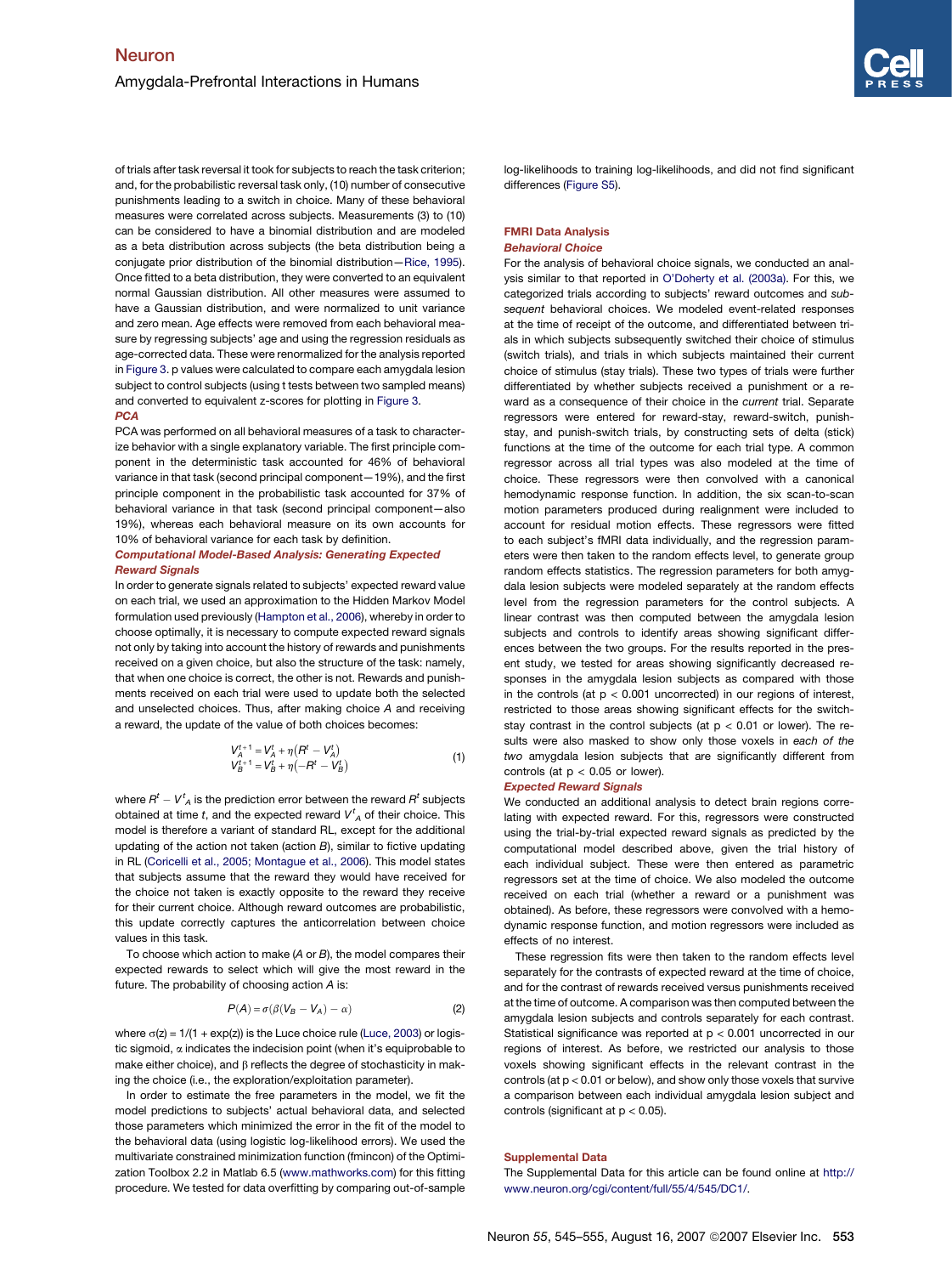of trials after task reversal it took for subjects to reach the task criterion; and, for the probabilistic reversal task only, (10) number of consecutive punishments leading to a switch in choice. Many of these behavioral measures were correlated across subjects. Measurements (3) to (10) can be considered to have a binomial distribution and are modeled as a beta distribution across subjects (the beta distribution being a conjugate prior distribution of the binomial distribution—Rice, 1995). Once fitted to a beta distribution, they were converted to an equivalent normal Gaussian distribution. All other measures were assumed to have a Gaussian distribution, and were normalized to unit variance and zero mean. Age effects were removed from each behavioral measure by regressing subjects' age and using the regression residuals as age-corrected data. These were renormalized for the analysis reported in Figure 3. p values were calculated to compare each amygdala lesion subject to control subjects (using t tests between two sampled means) and converted to equivalent z-scores for plotting in Figure 3.

#### *PCA*

PCA was performed on all behavioral measures of a task to characterize behavior with a single explanatory variable. The first principle component in the deterministic task accounted for 46% of behavioral variance in that task (second principal component—19%), and the first principle component in the probabilistic task accounted for 37% of behavioral variance in that task (second principal component—also 19%), whereas each behavioral measure on its own accounts for 10% of behavioral variance for each task by definition.

#### *Computational Model-Based Analysis: Generating Expected Reward Signals*

In order to generate signals related to subjects' expected reward value on each trial, we used an approximation to the Hidden Markov Model formulation used previously (Hampton et al., 2006), whereby in order to choose optimally, it is necessary to compute expected reward signals not only by taking into account the history of rewards and punishments received on a given choice, but also the structure of the task: namely, that when one choice is correct, the other is not. Rewards and punishments received on each trial were used to update both the selected and unselected choices. Thus, after making choice *A* and receiving a reward, the update of the value of both choices becomes:

$$
\begin{aligned}
V_A^{t+1} &= V_A^t + \eta\left(R^t - V_A^t\right) \\
V_B^{t+1} &= V_B^t + \eta\left(-R^t - V_B^t\right)
\end{aligned}
\tag{1}
$$

where $R^t - V^t{}_A$ is the prediction error between the reward $R^t$ subjects obtained at time *t*, and the expected reward $V^t{}_A$ of their choice. This model is therefore a variant of standard RL, except for the additional updating of the action not taken (action *B*), similar to fictive updating in RL (Coricelli et al., 2005; Montague et al., 2006). This model states that subjects assume that the reward they would have received for the choice not taken is exactly opposite to the reward they receive for their current choice. Although reward outcomes are probabilistic, this update correctly captures the anticorrelation between choice values in this task.

To choose which action to make (*A* or *B*), the model compares their expected rewards to select which will give the most reward in the future. The probability of choosing action *A* is:

$$
P(A) = \sigma(\beta(V_B - V_A) - \alpha) \tag{2}
$$

where $\sigma(z) = 1/(1 + \exp(z))$ is the Luce choice rule (Luce, 2003) or logistic sigmoid, $\alpha$ indicates the indecision point (when it's equiprobable to make either choice), and $\beta$ reflects the degree of stochasticity in making the choice (i.e., the exploration/exploitation parameter).

In order to estimate the free parameters in the model, we fit the model predictions to subjects' actual behavioral data, and selected those parameters which minimized the error in the fit of the model to the behavioral data (using logistic log-likelihood errors). We used the multivariate constrained minimization function (fmincon) of the Optimization Toolbox 2.2 in Matlab 6.5 (www.mathworks.com) for this fitting procedure. We tested for data overfitting by comparing out-of-sample log-likelihoods to training log-likelihoods, and did not find significant differences (Figure S5).

### FMRI Data Analysis

#### *Behavioral Choice*

For the analysis of behavioral choice signals, we conducted an analysis similar to that reported in O'Doherty et al. (2003a). For this, we categorized trials according to subjects' reward outcomes and *subsequent* behavioral choices. We modeled event-related responses at the time of receipt of the outcome, and differentiated between trials in which subjects subsequently switched their choice of stimulus (switch trials), and trials in which subjects maintained their current choice of stimulus (stay trials). These two types of trials were further differentiated by whether subjects received a punishment or a reward as a consequence of their choice in the *current* trial. Separate regressors were entered for reward-stay, reward-switch, punish-stay, and punish-switch trials, by constructing sets of delta (stick) functions at the time of the outcome for each trial type. A common regressor across all trial types was also modeled at the time of choice. These regressors were then convolved with a canonical hemodynamic response function. In addition, the six scan-to-scan motion parameters produced during realignment were included to account for residual motion effects. These regressors were fitted to each subject's fMRI data individually, and the regression parameters were then taken to the random effects level, to generate group random effects statistics. The regression parameters for both amygdala lesion subjects were modeled separately at the random effects level from the regression parameters for the control subjects. A linear contrast was then computed between the amygdala lesion subjects and controls to identify areas showing significant differences between the two groups. For the results reported in the present study, we tested for areas showing significantly decreased responses in the amygdala lesion subjects as compared with those in the controls (at $p < 0.001$ uncorrected) in our regions of interest, restricted to those areas showing significant effects for the switch-stay contrast in the control subjects (at $p < 0.01$ or lower). The results were also masked to show only those voxels in *each of the two* amygdala lesion subjects that are significantly different from controls (at $p < 0.05$ or lower).

#### *Expected Reward Signals*

We conducted an additional analysis to detect brain regions correlating with expected reward. For this, regressors were constructed using the trial-by-trial expected reward signals as predicted by the computational model described above, given the trial history of each individual subject. These were then entered as parametric regressors set at the time of choice. We also modeled the outcome received on each trial (whether a reward or a punishment was obtained). As before, these regressors were convolved with a hemodynamic response function, and motion regressors were included as effects of no interest.

These regression fits were then taken to the random effects level separately for the contrasts of expected reward at the time of choice, and for the contrast of rewards received versus punishments received at the time of outcome. A comparison was then computed between the amygdala lesion subjects and controls separately for each contrast. Statistical significance was reported at $p < 0.001$ uncorrected in our regions of interest. As before, we restricted our analysis to those voxels showing significant effects in the relevant contrast in the controls (at $p < 0.01$ or below), and show only those voxels that survive a comparison between each individual amygdala lesion subject and controls (significant at $p < 0.05$).

### Supplemental Data

The Supplemental Data for this article can be found online at http://www.neuron.org/cgi/content/full/55/4/545/DC1/.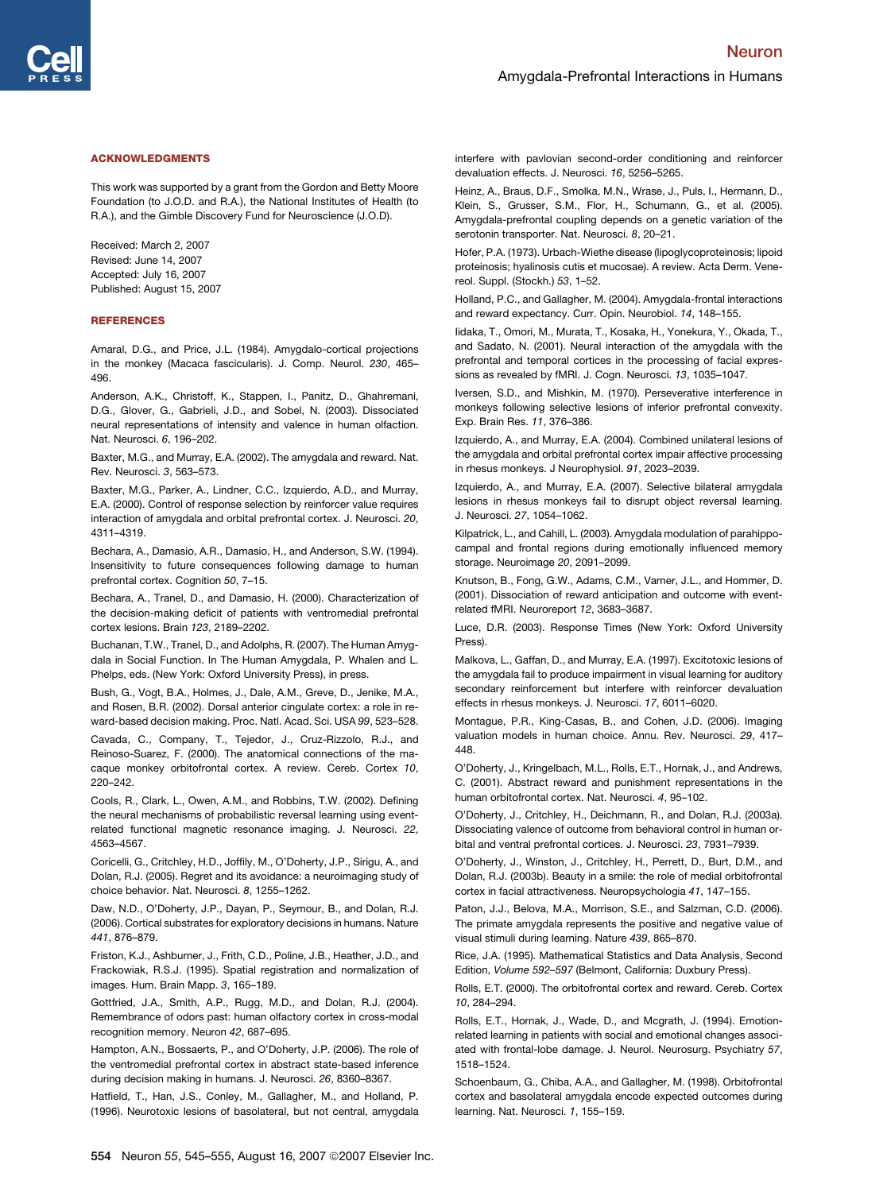## ACKNOWLEDGMENTS

This work was supported by a grant from the Gordon and Betty Moore Foundation (to J.O.D. and R.A.), the National Institutes of Health (to R.A.), and the Gimble Discovery Fund for Neuroscience (J.O.D).

Received: March 2, 2007
Revised: June 14, 2007
Accepted: July 16, 2007
Published: August 15, 2007

## REFERENCES

Amaral, D.G., and Price, J.L. (1984). Amygdalo-cortical projections in the monkey (Macaca fascicularis). J. Comp. Neurol. *230*, 465–496.

Anderson, A.K., Christoff, K., Stappen, I., Panitz, D., Ghahremani, D.G., Glover, G., Gabrieli, J.D., and Sobel, N. (2003). Dissociated neural representations of intensity and valence in human olfaction. Nat. Neurosci. *6*, 196–202.

Baxter, M.G., and Murray, E.A. (2002). The amygdala and reward. Nat. Rev. Neurosci. *3*, 563–573.

Baxter, M.G., Parker, A., Lindner, C.C., Izquierdo, A.D., and Murray, E.A. (2000). Control of response selection by reinforcer value requires interaction of amygdala and orbital prefrontal cortex. J. Neurosci. *20*, 4311–4319.

Bechara, A., Damasio, A.R., Damasio, H., and Anderson, S.W. (1994). Insensitivity to future consequences following damage to human prefrontal cortex. Cognition *50*, 7–15.

Bechara, A., Tranel, D., and Damasio, H. (2000). Characterization of the decision-making deficit of patients with ventromedial prefrontal cortex lesions. Brain *123*, 2189–2202.

Buchanan, T.W., Tranel, D., and Adolphs, R. (2007). The Human Amygdala in Social Function. In The Human Amygdala, P. Whalen and L. Phelps, eds. (New York: Oxford University Press), in press.

Bush, G., Vogt, B.A., Holmes, J., Dale, A.M., Greve, D., Jenike, M.A., and Rosen, B.R. (2002). Dorsal anterior cingulate cortex: a role in reward-based decision making. Proc. Natl. Acad. Sci. USA *99*, 523–528.

Cavada, C., Company, T., Tejedor, J., Cruz-Rizzolo, R.J., and Reinoso-Suarez, F. (2000). The anatomical connections of the macaque monkey orbitofrontal cortex. A review. Cereb. Cortex *10*, 220–242.

Cools, R., Clark, L., Owen, A.M., and Robbins, T.W. (2002). Defining the neural mechanisms of probabilistic reversal learning using event-related functional magnetic resonance imaging. J. Neurosci. *22*, 4563–4567.

Coricelli, G., Critchley, H.D., Joffily, M., O'Doherty, J.P., Sirigu, A., and Dolan, R.J. (2005). Regret and its avoidance: a neuroimaging study of choice behavior. Nat. Neurosci. *8*, 1255–1262.

Daw, N.D., O'Doherty, J.P., Dayan, P., Seymour, B., and Dolan, R.J. (2006). Cortical substrates for exploratory decisions in humans. Nature *441*, 876–879.

Friston, K.J., Ashburner, J., Frith, C.D., Poline, J.B., Heather, J.D., and Frackowiak, R.S.J. (1995). Spatial registration and normalization of images. Hum. Brain Mapp. *3*, 165–189.

Gottfried, J.A., Smith, A.P., Rugg, M.D., and Dolan, R.J. (2004). Remembrance of odors past: human olfactory cortex in cross-modal recognition memory. Neuron *42*, 687–695.

Hampton, A.N., Bossaerts, P., and O'Doherty, J.P. (2006). The role of the ventromedial prefrontal cortex in abstract state-based inference during decision making in humans. J. Neurosci. *26*, 8360–8367.

Hatfield, T., Han, J.S., Conley, M., Gallagher, M., and Holland, P. (1996). Neurotoxic lesions of basolateral, but not central, amygdala interfere with pavlovian second-order conditioning and reinforcer devaluation effects. J. Neurosci. *16*, 5256–5265.

Heinz, A., Braus, D.F., Smolka, M.N., Wrase, J., Puls, I., Hermann, D., Klein, S., Grusser, S.M., Flor, H., Schumann, G., et al. (2005). Amygdala-prefrontal coupling depends on a genetic variation of the serotonin transporter. Nat. Neurosci. *8*, 20–21.

Hofer, P.A. (1973). Urbach-Wiethe disease (lipoglycoproteinosis; lipoid proteinosis; hyalinosis cutis et mucosae). A review. Acta Derm. Venereol. Suppl. (Stockh.) *53*, 1–52.

Holland, P.C., and Gallagher, M. (2004). Amygdala-frontal interactions and reward expectancy. Curr. Opin. Neurobiol. *14*, 148–155.

Iidaka, T., Omori, M., Murata, T., Kosaka, H., Yonekura, Y., Okada, T., and Sadato, N. (2001). Neural interaction of the amygdala with the prefrontal and temporal cortices in the processing of facial expressions as revealed by fMRI. J. Cogn. Neurosci. *13*, 1035–1047.

Iversen, S.D., and Mishkin, M. (1970). Perseverative interference in monkeys following selective lesions of inferior prefrontal convexity. Exp. Brain Res. *11*, 376–386.

Izquierdo, A., and Murray, E.A. (2004). Combined unilateral lesions of the amygdala and orbital prefrontal cortex impair affective processing in rhesus monkeys. J Neurophysiol. *91*, 2023–2039.

Izquierdo, A., and Murray, E.A. (2007). Selective bilateral amygdala lesions in rhesus monkeys fail to disrupt object reversal learning. J. Neurosci. *27*, 1054–1062.

Kilpatrick, L., and Cahill, L. (2003). Amygdala modulation of parahippocampal and frontal regions during emotionally influenced memory storage. Neuroimage *20*, 2091–2099.

Knutson, B., Fong, G.W., Adams, C.M., Varner, J.L., and Hommer, D. (2001). Dissociation of reward anticipation and outcome with event-related fMRI. Neuroreport *12*, 3683–3687.

Luce, D.R. (2003). Response Times (New York: Oxford University Press).

Malkova, L., Gaffan, D., and Murray, E.A. (1997). Excitotoxic lesions of the amygdala fail to produce impairment in visual learning for auditory secondary reinforcement but interfere with reinforcer devaluation effects in rhesus monkeys. J. Neurosci. *17*, 6011–6020.

Montague, P.R., King-Casas, B., and Cohen, J.D. (2006). Imaging valuation models in human choice. Annu. Rev. Neurosci. *29*, 417–448.

O'Doherty, J., Kringelbach, M.L., Rolls, E.T., Hornak, J., and Andrews, C. (2001). Abstract reward and punishment representations in the human orbitofrontal cortex. Nat. Neurosci. *4*, 95–102.

O'Doherty, J., Critchley, H., Deichmann, R., and Dolan, R.J. (2003a). Dissociating valence of outcome from behavioral control in human orbital and ventral prefrontal cortices. J. Neurosci. *23*, 7931–7939.

O'Doherty, J., Winston, J., Critchley, H., Perrett, D., Burt, D.M., and Dolan, R.J. (2003b). Beauty in a smile: the role of medial orbitofrontal cortex in facial attractiveness. Neuropsychologia *41*, 147–155.

Paton, J.J., Belova, M.A., Morrison, S.E., and Salzman, C.D. (2006). The primate amygdala represents the positive and negative value of visual stimuli during learning. Nature *439*, 865–870.

Rice, J.A. (1995). Mathematical Statistics and Data Analysis, Second Edition, *Volume 592–597* (Belmont, California: Duxbury Press).

Rolls, E.T. (2000). The orbitofrontal cortex and reward. Cereb. Cortex *10*, 284–294.

Rolls, E.T., Hornak, J., Wade, D., and Mcgrath, J. (1994). Emotion-related learning in patients with social and emotional changes associated with frontal-lobe damage. J. Neurol. Neurosurg. Psychiatry *57*, 1518–1524.

Schoenbaum, G., Chiba, A.A., and Gallagher, M. (1998). Orbitofrontal cortex and basolateral amygdala encode expected outcomes during learning. Nat. Neurosci. *1*, 155–159.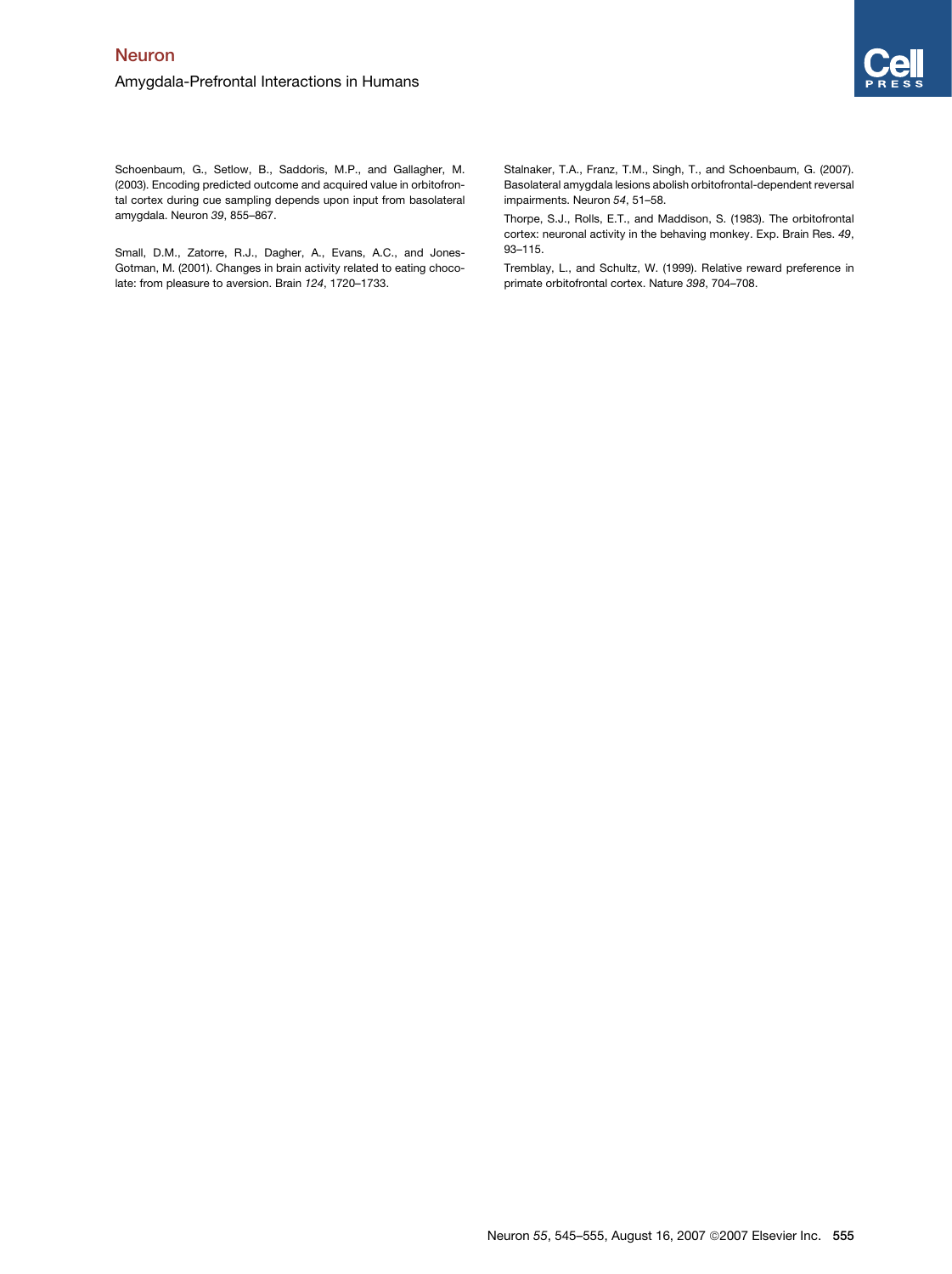Schoenbaum, G., Setlow, B., Saddoris, M.P., and Gallagher, M. (2003). Encoding predicted outcome and acquired value in orbitofrontal cortex during cue sampling depends upon input from basolateral amygdala. Neuron *39*, 855–867.

Small, D.M., Zatorre, R.J., Dagher, A., Evans, A.C., and Jones-Gotman, M. (2001). Changes in brain activity related to eating chocolate: from pleasure to aversion. Brain *124*, 1720–1733.

Stalnaker, T.A., Franz, T.M., Singh, T., and Schoenbaum, G. (2007). Basolateral amygdala lesions abolish orbitofrontal-dependent reversal impairments. Neuron *54*, 51–58.

Thorpe, S.J., Rolls, E.T., and Maddison, S. (1983). The orbitofrontal cortex: neuronal activity in the behaving monkey. Exp. Brain Res. *49*, 93–115.

Tremblay, L., and Schultz, W. (1999). Relative reward preference in primate orbitofrontal cortex. Nature *398*, 704–708.